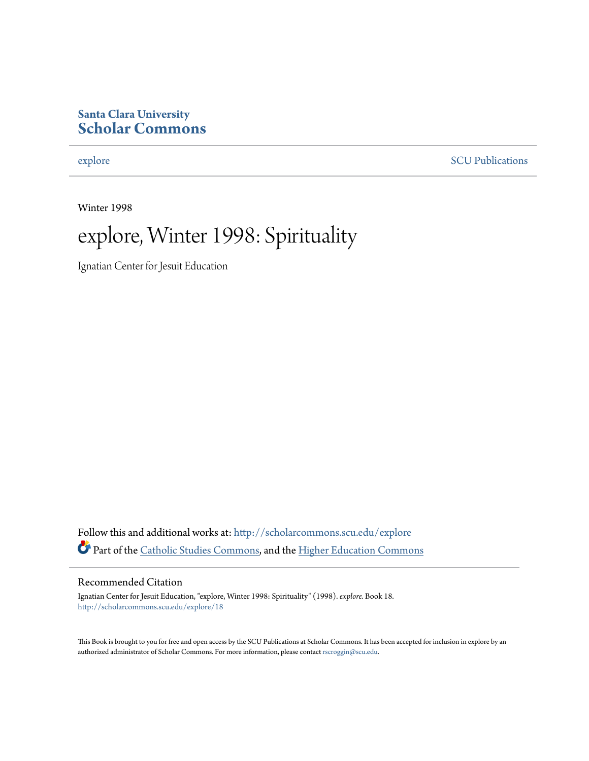Santa Clara University
**Scholar Commons**

explore

SCU Publications

Winter 1998

# explore, Winter 1998: Spirituality

Ignatian Center for Jesuit Education

Follow this and additional works at: http://scholarcommons.scu.edu/explore

Part of the Catholic Studies Commons, and the Higher Education Commons

## Recommended Citation

Ignatian Center for Jesuit Education, "explore, Winter 1998: Spirituality" (1998). *explore.* Book 18.
http://scholarcommons.scu.edu/explore/18

This Book is brought to you for free and open access by the SCU Publications at Scholar Commons. It has been accepted for inclusion in explore by an authorized administrator of Scholar Commons. For more information, please contact rscroggin@scu.edu.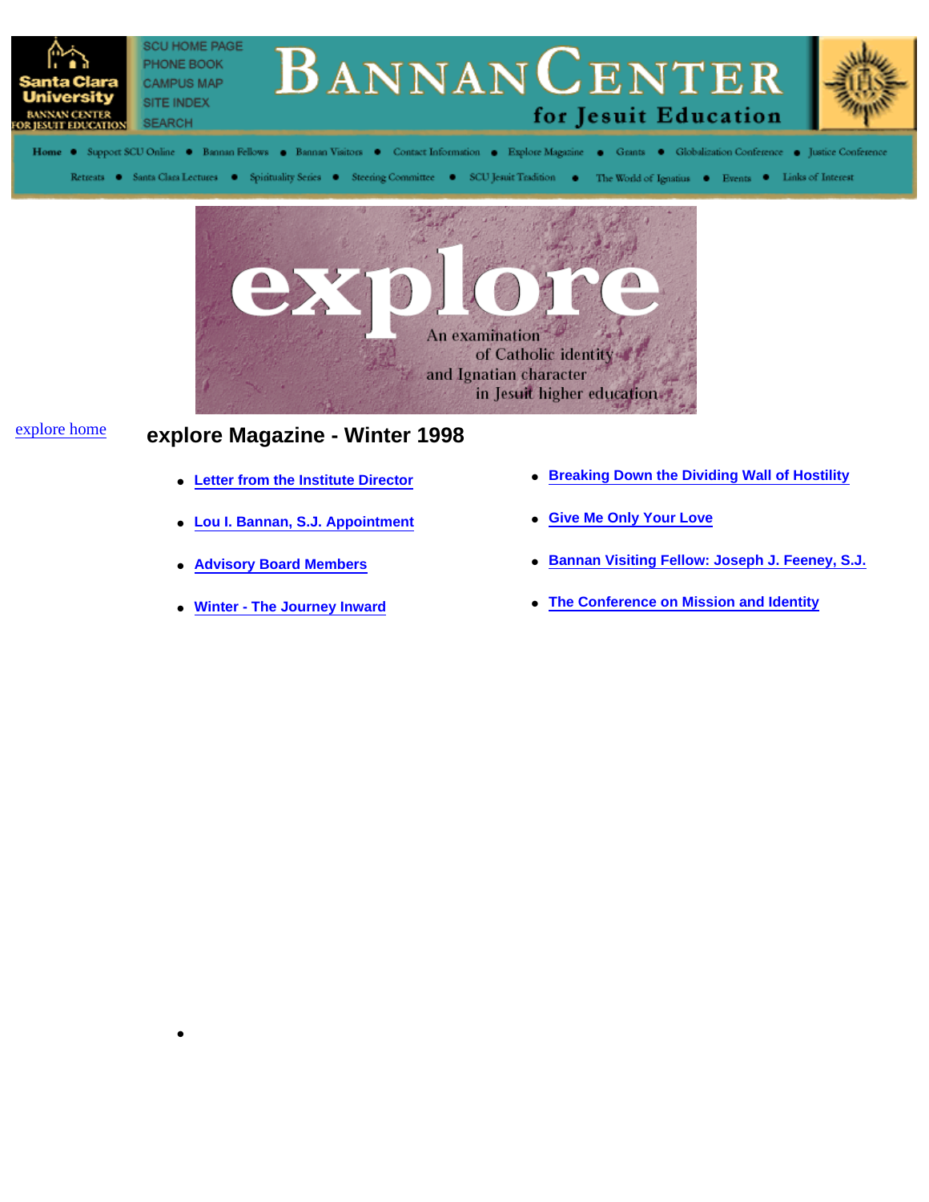SCU HOME PAGE
PHONE BOOK
CAMPUS MAP
SITE INDEX
SEARCH

# Bannan Center for Jesuit Education

Home • Support SCU Online • Bannan Fellows • Bannan Visitors • Contact Information • Explore Magazine • Grants • Globalization Conference • Justice Conference

Retreats • Santa Clara Lectures • Spirituality Series • Steering Committee • SCU Jesuit Tradition • The World of Ignatius • Events • Links of Interest

explore

An examination of Catholic identity and Ignatian character in Jesuit higher education

explore home

## explore Magazine - Winter 1998

- Letter from the Institute Director
- Lou I. Bannan, S.J. Appointment
- Advisory Board Members
- Winter - The Journey Inward
- Breaking Down the Dividing Wall of Hostility
- Give Me Only Your Love
- Bannan Visiting Fellow: Joseph J. Feeney, S.J.
- The Conference on Mission and Identity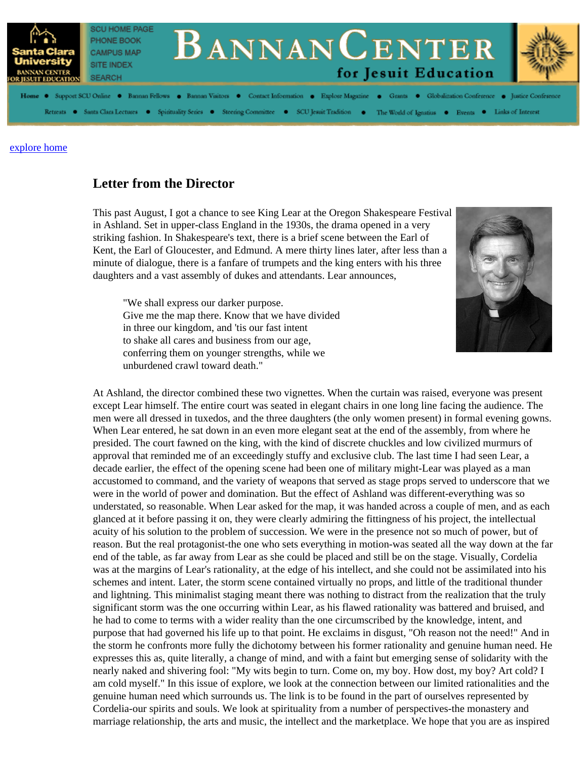SCU HOME PAGE
PHONE BOOK
CAMPUS MAP
SITE INDEX
SEARCH

# BANNAN CENTER for Jesuit Education

Home • Support SCU Online • Bannan Fellows • Bannan Visitors • Contact Information • Explore Magazine • Grants • Globalization Conference • Justice Conference

Retreats • Santa Clara Lectures • Spirituality Series • Steering Committee • SCU Jesuit Tradition • The World of Ignatius • Events • Links of Interest

explore home

## Letter from the Director

This past August, I got a chance to see King Lear at the Oregon Shakespeare Festival in Ashland. Set in upper-class England in the 1930s, the drama opened in a very striking fashion. In Shakespeare's text, there is a brief scene between the Earl of Kent, the Earl of Gloucester, and Edmund. A mere thirty lines later, after less than a minute of dialogue, there is a fanfare of trumpets and the king enters with his three daughters and a vast assembly of dukes and attendants. Lear announces,

> "We shall express our darker purpose.
> Give me the map there. Know that we have divided
> in three our kingdom, and 'tis our fast intent
> to shake all cares and business from our age,
> conferring them on younger strengths, while we
> unburdened crawl toward death."

At Ashland, the director combined these two vignettes. When the curtain was raised, everyone was present except Lear himself. The entire court was seated in elegant chairs in one long line facing the audience. The men were all dressed in tuxedos, and the three daughters (the only women present) in formal evening gowns. When Lear entered, he sat down in an even more elegant seat at the end of the assembly, from where he presided. The court fawned on the king, with the kind of discrete chuckles and low civilized murmurs of approval that reminded me of an exceedingly stuffy and exclusive club. The last time I had seen Lear, a decade earlier, the effect of the opening scene had been one of military might-Lear was played as a man accustomed to command, and the variety of weapons that served as stage props served to underscore that we were in the world of power and domination. But the effect of Ashland was different-everything was so understated, so reasonable. When Lear asked for the map, it was handed across a couple of men, and as each glanced at it before passing it on, they were clearly admiring the fittingness of his project, the intellectual acuity of his solution to the problem of succession. We were in the presence not so much of power, but of reason. But the real protagonist-the one who sets everything in motion-was seated all the way down at the far end of the table, as far away from Lear as she could be placed and still be on the stage. Visually, Cordelia was at the margins of Lear's rationality, at the edge of his intellect, and she could not be assimilated into his schemes and intent. Later, the storm scene contained virtually no props, and little of the traditional thunder and lightning. This minimalist staging meant there was nothing to distract from the realization that the truly significant storm was the one occurring within Lear, as his flawed rationality was battered and bruised, and he had to come to terms with a wider reality than the one circumscribed by the knowledge, intent, and purpose that had governed his life up to that point. He exclaims in disgust, "Oh reason not the need!" And in the storm he confronts more fully the dichotomy between his former rationality and genuine human need. He expresses this as, quite literally, a change of mind, and with a faint but emerging sense of solidarity with the nearly naked and shivering fool: "My wits begin to turn. Come on, my boy. How dost, my boy? Art cold? I am cold myself." In this issue of explore, we look at the connection between our limited rationalities and the genuine human need which surrounds us. The link is to be found in the part of ourselves represented by Cordelia-our spirits and souls. We look at spirituality from a number of perspectives-the monastery and marriage relationship, the arts and music, the intellect and the marketplace. We hope that you are as inspired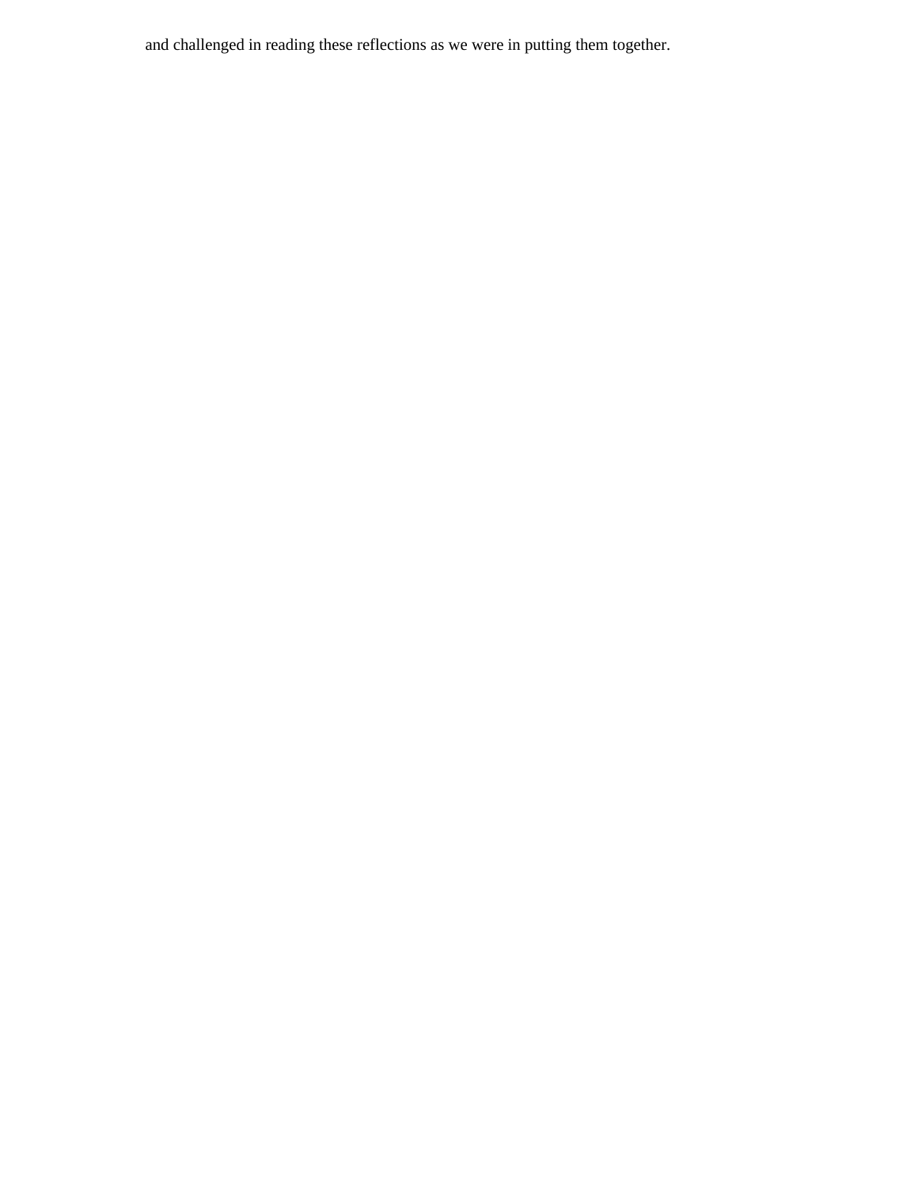and challenged in reading these reflections as we were in putting them together.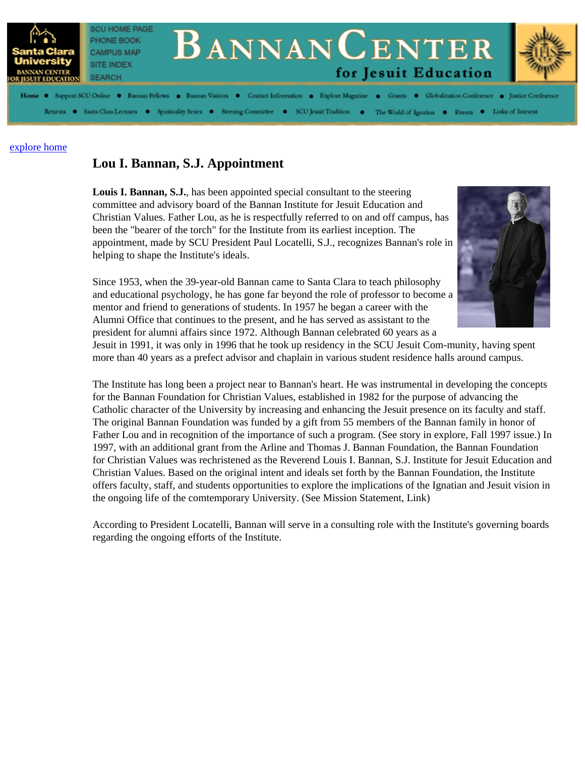explore home

## Lou I. Bannan, S.J. Appointment

**Louis I. Bannan, S.J.**, has been appointed special consultant to the steering committee and advisory board of the Bannan Institute for Jesuit Education and Christian Values. Father Lou, as he is respectfully referred to on and off campus, has been the "bearer of the torch" for the Institute from its earliest inception. The appointment, made by SCU President Paul Locatelli, S.J., recognizes Bannan's role in helping to shape the Institute's ideals.

Since 1953, when the 39-year-old Bannan came to Santa Clara to teach philosophy and educational psychology, he has gone far beyond the role of professor to become a mentor and friend to generations of students. In 1957 he began a career with the Alumni Office that continues to the present, and he has served as assistant to the president for alumni affairs since 1972. Although Bannan celebrated 60 years as a Jesuit in 1991, it was only in 1996 that he took up residency in the SCU Jesuit Com-munity, having spent more than 40 years as a prefect advisor and chaplain in various student residence halls around campus.

The Institute has long been a project near to Bannan's heart. He was instrumental in developing the concepts for the Bannan Foundation for Christian Values, established in 1982 for the purpose of advancing the Catholic character of the University by increasing and enhancing the Jesuit presence on its faculty and staff. The original Bannan Foundation was funded by a gift from 55 members of the Bannan family in honor of Father Lou and in recognition of the importance of such a program. (See story in explore, Fall 1997 issue.) In 1997, with an additional grant from the Arline and Thomas J. Bannan Foundation, the Bannan Foundation for Christian Values was rechristened as the Reverend Louis I. Bannan, S.J. Institute for Jesuit Education and Christian Values. Based on the original intent and ideals set forth by the Bannan Foundation, the Institute offers faculty, staff, and students opportunities to explore the implications of the Ignatian and Jesuit vision in the ongoing life of the comtemporary University. (See Mission Statement, Link)

According to President Locatelli, Bannan will serve in a consulting role with the Institute's governing boards regarding the ongoing efforts of the Institute.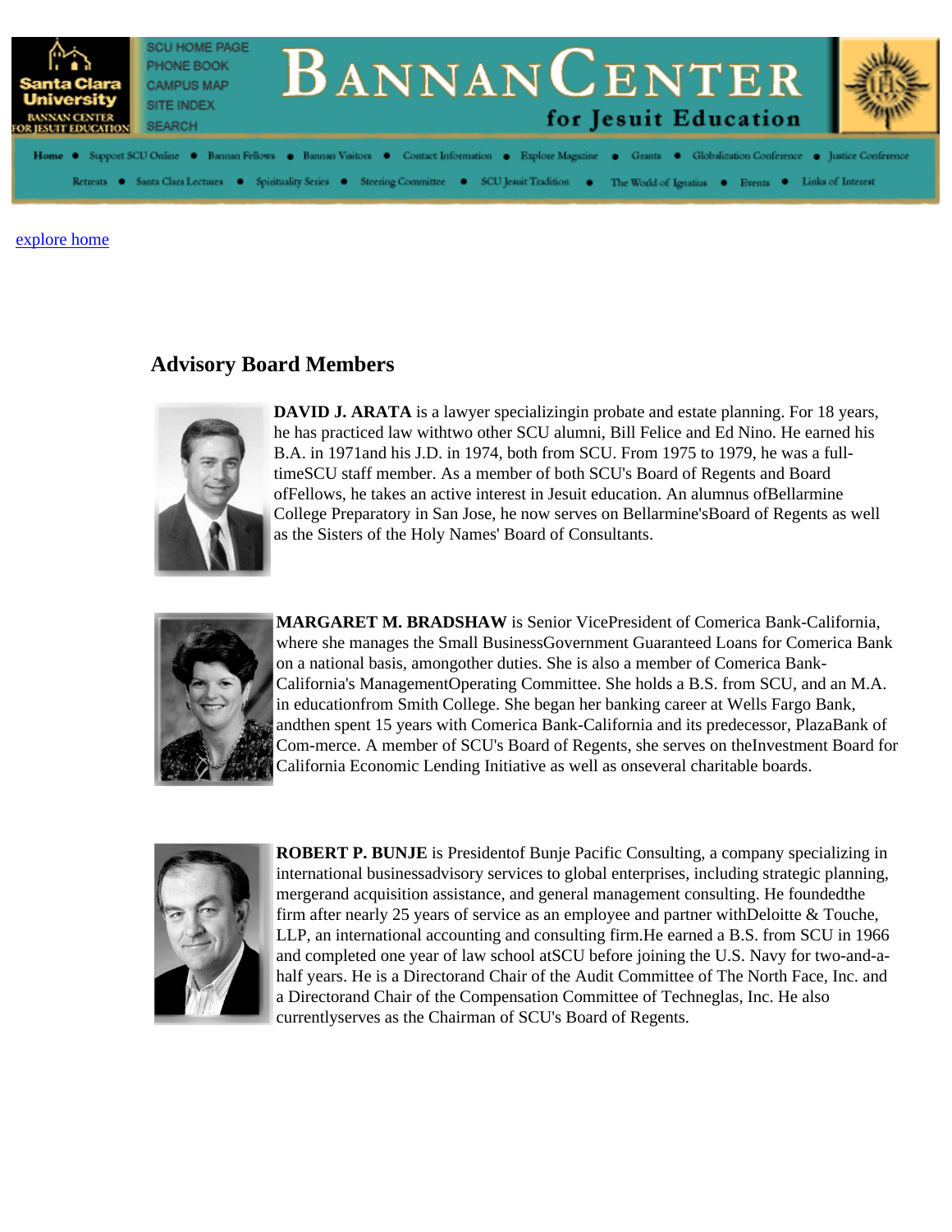SCU HOME PAGE
PHONE BOOK
CAMPUS MAP
SITE INDEX
SEARCH

# BANNAN CENTER for Jesuit Education

Home • Support SCU Online • Bannan Fellows • Bannan Visitors • Contact Information • Explore Magazine • Grants • Globalization Conference • Justice Conference
Retreats • Santa Clara Lectures • Spirituality Series • Steering Committee • SCU Jesuit Tradition • The World of Ignatius • Events • Links of Interest

explore home

## Advisory Board Members

**DAVID J. ARATA** is a lawyer specializingin probate and estate planning. For 18 years, he has practiced law withtwo other SCU alumni, Bill Felice and Ed Nino. He earned his B.A. in 1971and his J.D. in 1974, both from SCU. From 1975 to 1979, he was a full-timeSCU staff member. As a member of both SCU's Board of Regents and Board ofFellows, he takes an active interest in Jesuit education. An alumnus ofBellarmine College Preparatory in San Jose, he now serves on Bellarmine'sBoard of Regents as well as the Sisters of the Holy Names' Board of Consultants.

**MARGARET M. BRADSHAW** is Senior VicePresident of Comerica Bank-California, where she manages the Small BusinessGovernment Guaranteed Loans for Comerica Bank on a national basis, amongother duties. She is also a member of Comerica Bank-California's ManagementOperating Committee. She holds a B.S. from SCU, and an M.A. in educationfrom Smith College. She began her banking career at Wells Fargo Bank, andthen spent 15 years with Comerica Bank-California and its predecessor, PlazaBank of Com-merce. A member of SCU's Board of Regents, she serves on theInvestment Board for California Economic Lending Initiative as well as onseveral charitable boards.

**ROBERT P. BUNJE** is Presidentof Bunje Pacific Consulting, a company specializing in international businessadvisory services to global enterprises, including strategic planning, mergerand acquisition assistance, and general management consulting. He foundedthe firm after nearly 25 years of service as an employee and partner withDeloitte & Touche, LLP, an international accounting and consulting firm.He earned a B.S. from SCU in 1966 and completed one year of law school atSCU before joining the U.S. Navy for two-and-a-half years. He is a Directorand Chair of the Audit Committee of The North Face, Inc. and a Directorand Chair of the Compensation Committee of Techneglas, Inc. He also currentlyserves as the Chairman of SCU's Board of Regents.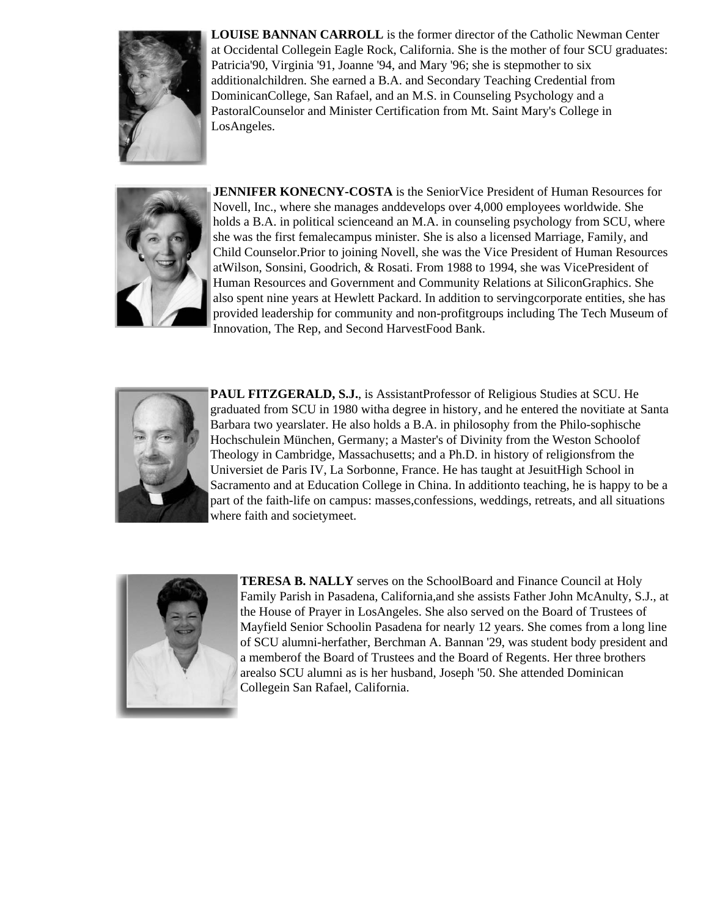**LOUISE BANNAN CARROLL** is the former director of the Catholic Newman Center at Occidental Collegein Eagle Rock, California. She is the mother of four SCU graduates: Patricia'90, Virginia '91, Joanne '94, and Mary '96; she is stepmother to six additionalchildren. She earned a B.A. and Secondary Teaching Credential from DominicanCollege, San Rafael, and an M.S. in Counseling Psychology and a PastoralCounselor and Minister Certification from Mt. Saint Mary's College in LosAngeles.

**JENNIFER KONECNY-COSTA** is the SeniorVice President of Human Resources for Novell, Inc., where she manages anddevelops over 4,000 employees worldwide. She holds a B.A. in political scienceand an M.A. in counseling psychology from SCU, where she was the first femalecampus minister. She is also a licensed Marriage, Family, and Child Counselor.Prior to joining Novell, she was the Vice President of Human Resources atWilson, Sonsini, Goodrich, & Rosati. From 1988 to 1994, she was VicePresident of Human Resources and Government and Community Relations at SiliconGraphics. She also spent nine years at Hewlett Packard. In addition to servingcorporate entities, she has provided leadership for community and non-profitgroups including The Tech Museum of Innovation, The Rep, and Second HarvestFood Bank.

**PAUL FITZGERALD, S.J.**, is AssistantProfessor of Religious Studies at SCU. He graduated from SCU in 1980 witha degree in history, and he entered the novitiate at Santa Barbara two yearslater. He also holds a B.A. in philosophy from the Philo-sophische Hochschulein München, Germany; a Master's of Divinity from the Weston Schoolof Theology in Cambridge, Massachusetts; and a Ph.D. in history of religionsfrom the Universiet de Paris IV, La Sorbonne, France. He has taught at JesuitHigh School in Sacramento and at Education College in China. In additionto teaching, he is happy to be a part of the faith-life on campus: masses,confessions, weddings, retreats, and all situations where faith and societymeet.

**TERESA B. NALLY** serves on the SchoolBoard and Finance Council at Holy Family Parish in Pasadena, California,and she assists Father John McAnulty, S.J., at the House of Prayer in LosAngeles. She also served on the Board of Trustees of Mayfield Senior Schoolin Pasadena for nearly 12 years. She comes from a long line of SCU alumni-herfather, Berchman A. Bannan '29, was student body president and a memberof the Board of Trustees and the Board of Regents. Her three brothers arealso SCU alumni as is her husband, Joseph '50. She attended Dominican Collegein San Rafael, California.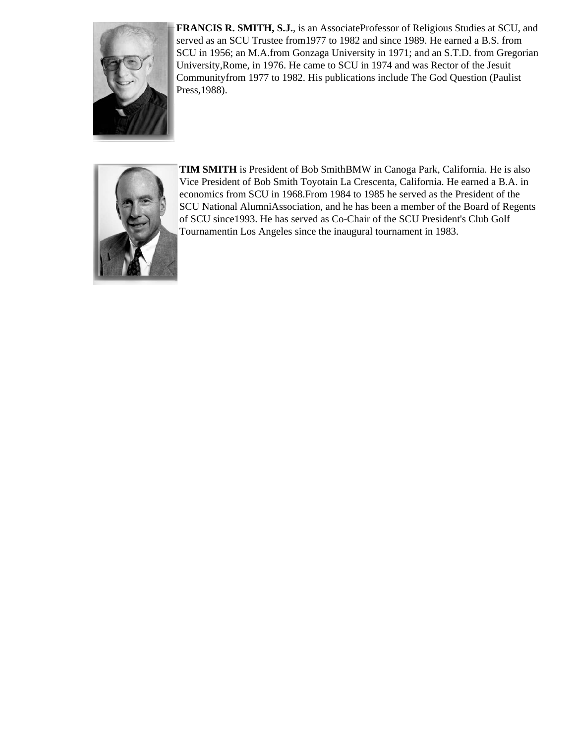**FRANCIS R. SMITH, S.J.**, is an AssociateProfessor of Religious Studies at SCU, and served as an SCU Trustee from1977 to 1982 and since 1989. He earned a B.S. from SCU in 1956; an M.A.from Gonzaga University in 1971; and an S.T.D. from Gregorian University,Rome, in 1976. He came to SCU in 1974 and was Rector of the Jesuit Communityfrom 1977 to 1982. His publications include The God Question (Paulist Press,1988).

**TIM SMITH** is President of Bob SmithBMW in Canoga Park, California. He is also Vice President of Bob Smith Toyotain La Crescenta, California. He earned a B.A. in economics from SCU in 1968.From 1984 to 1985 he served as the President of the SCU National AlumniAssociation, and he has been a member of the Board of Regents of SCU since1993. He has served as Co-Chair of the SCU President's Club Golf Tournamentin Los Angeles since the inaugural tournament in 1983.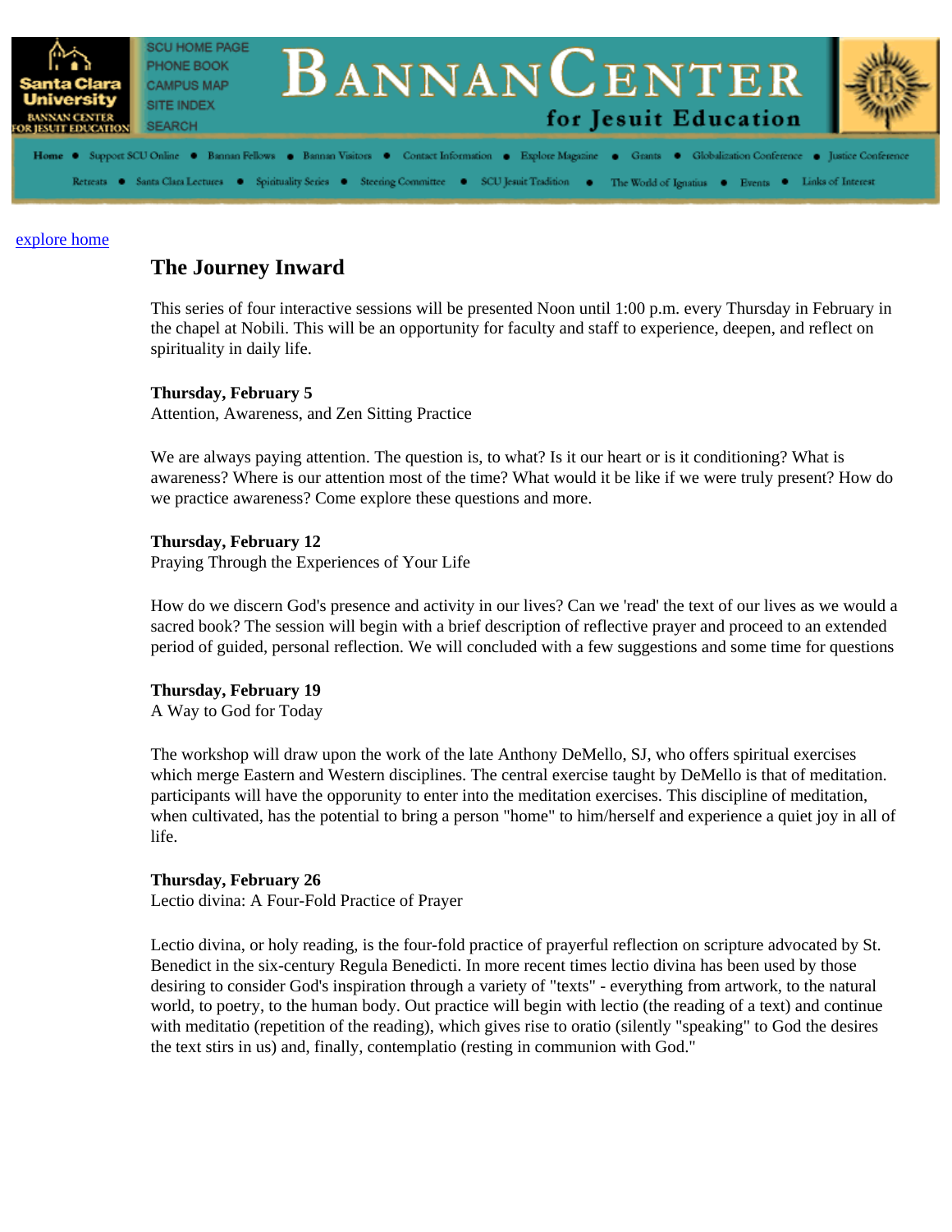explore home

## The Journey Inward

This series of four interactive sessions will be presented Noon until 1:00 p.m. every Thursday in February in the chapel at Nobili. This will be an opportunity for faculty and staff to experience, deepen, and reflect on spirituality in daily life.

**Thursday, February 5**
Attention, Awareness, and Zen Sitting Practice

We are always paying attention. The question is, to what? Is it our heart or is it conditioning? What is awareness? Where is our attention most of the time? What would it be like if we were truly present? How do we practice awareness? Come explore these questions and more.

**Thursday, February 12**
Praying Through the Experiences of Your Life

How do we discern God's presence and activity in our lives? Can we 'read' the text of our lives as we would a sacred book? The session will begin with a brief description of reflective prayer and proceed to an extended period of guided, personal reflection. We will concluded with a few suggestions and some time for questions

**Thursday, February 19**
A Way to God for Today

The workshop will draw upon the work of the late Anthony DeMello, SJ, who offers spiritual exercises which merge Eastern and Western disciplines. The central exercise taught by DeMello is that of meditation. participants will have the opporunity to enter into the meditation exercises. This discipline of meditation, when cultivated, has the potential to bring a person "home" to him/herself and experience a quiet joy in all of life.

**Thursday, February 26**
Lectio divina: A Four-Fold Practice of Prayer

Lectio divina, or holy reading, is the four-fold practice of prayerful reflection on scripture advocated by St. Benedict in the six-century Regula Benedicti. In more recent times lectio divina has been used by those desiring to consider God's inspiration through a variety of "texts" - everything from artwork, to the natural world, to poetry, to the human body. Out practice will begin with lectio (the reading of a text) and continue with meditatio (repetition of the reading), which gives rise to oratio (silently "speaking" to God the desires the text stirs in us) and, finally, contemplatio (resting in communion with God."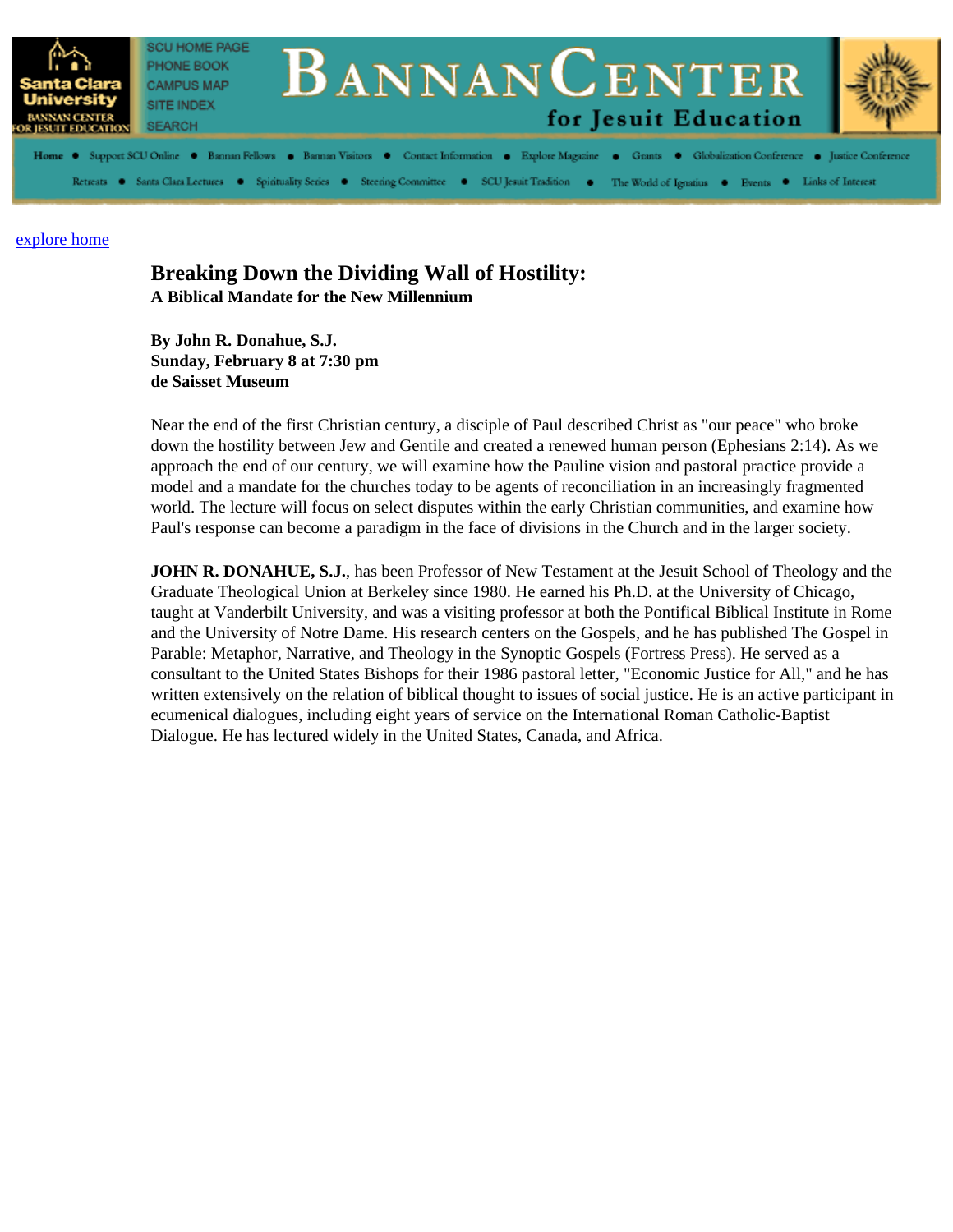SCU HOME PAGE
PHONE BOOK
CAMPUS MAP
SITE INDEX
SEARCH

# BANNAN CENTER for Jesuit Education

Home • Support SCU Online • Bannan Fellows • Bannan Visitors • Contact Information • Explore Magazine • Grants • Globalization Conference • Justice Conference

Retreats • Santa Clara Lectures • Spirituality Series • Steering Committee • SCU Jesuit Tradition • The World of Ignatius • Events • Links of Interest

explore home

## Breaking Down the Dividing Wall of Hostility:

**A Biblical Mandate for the New Millennium**

**By John R. Donahue, S.J.**
**Sunday, February 8 at 7:30 pm**
**de Saisset Museum**

Near the end of the first Christian century, a disciple of Paul described Christ as "our peace" who broke down the hostility between Jew and Gentile and created a renewed human person (Ephesians 2:14). As we approach the end of our century, we will examine how the Pauline vision and pastoral practice provide a model and a mandate for the churches today to be agents of reconciliation in an increasingly fragmented world. The lecture will focus on select disputes within the early Christian communities, and examine how Paul's response can become a paradigm in the face of divisions in the Church and in the larger society.

**JOHN R. DONAHUE, S.J.**, has been Professor of New Testament at the Jesuit School of Theology and the Graduate Theological Union at Berkeley since 1980. He earned his Ph.D. at the University of Chicago, taught at Vanderbilt University, and was a visiting professor at both the Pontifical Biblical Institute in Rome and the University of Notre Dame. His research centers on the Gospels, and he has published The Gospel in Parable: Metaphor, Narrative, and Theology in the Synoptic Gospels (Fortress Press). He served as a consultant to the United States Bishops for their 1986 pastoral letter, "Economic Justice for All," and he has written extensively on the relation of biblical thought to issues of social justice. He is an active participant in ecumenical dialogues, including eight years of service on the International Roman Catholic-Baptist Dialogue. He has lectured widely in the United States, Canada, and Africa.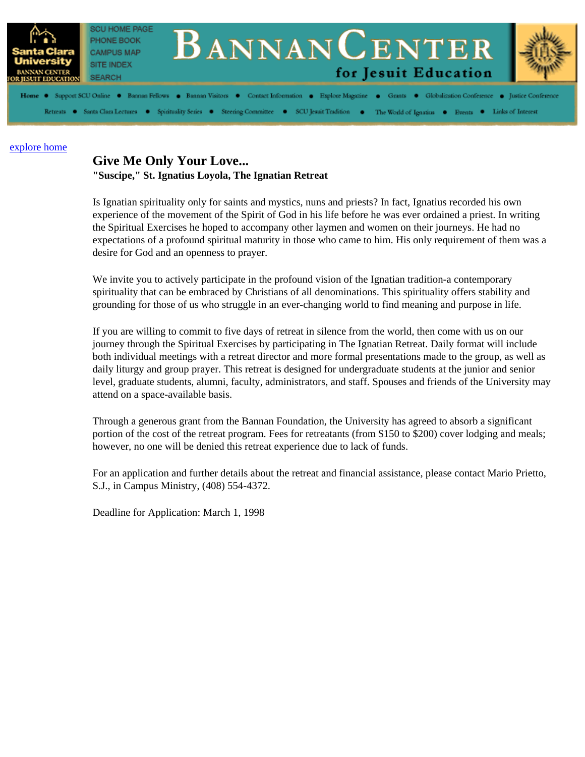explore home

# Give Me Only Your Love...

**"Suscipe," St. Ignatius Loyola, The Ignatian Retreat**

Is Ignatian spirituality only for saints and mystics, nuns and priests? In fact, Ignatius recorded his own experience of the movement of the Spirit of God in his life before he was ever ordained a priest. In writing the Spiritual Exercises he hoped to accompany other laymen and women on their journeys. He had no expectations of a profound spiritual maturity in those who came to him. His only requirement of them was a desire for God and an openness to prayer.

We invite you to actively participate in the profound vision of the Ignatian tradition-a contemporary spirituality that can be embraced by Christians of all denominations. This spirituality offers stability and grounding for those of us who struggle in an ever-changing world to find meaning and purpose in life.

If you are willing to commit to five days of retreat in silence from the world, then come with us on our journey through the Spiritual Exercises by participating in The Ignatian Retreat. Daily format will include both individual meetings with a retreat director and more formal presentations made to the group, as well as daily liturgy and group prayer. This retreat is designed for undergraduate students at the junior and senior level, graduate students, alumni, faculty, administrators, and staff. Spouses and friends of the University may attend on a space-available basis.

Through a generous grant from the Bannan Foundation, the University has agreed to absorb a significant portion of the cost of the retreat program. Fees for retreatants (from $150 to $200) cover lodging and meals; however, no one will be denied this retreat experience due to lack of funds.

For an application and further details about the retreat and financial assistance, please contact Mario Prietto, S.J., in Campus Ministry, (408) 554-4372.

Deadline for Application: March 1, 1998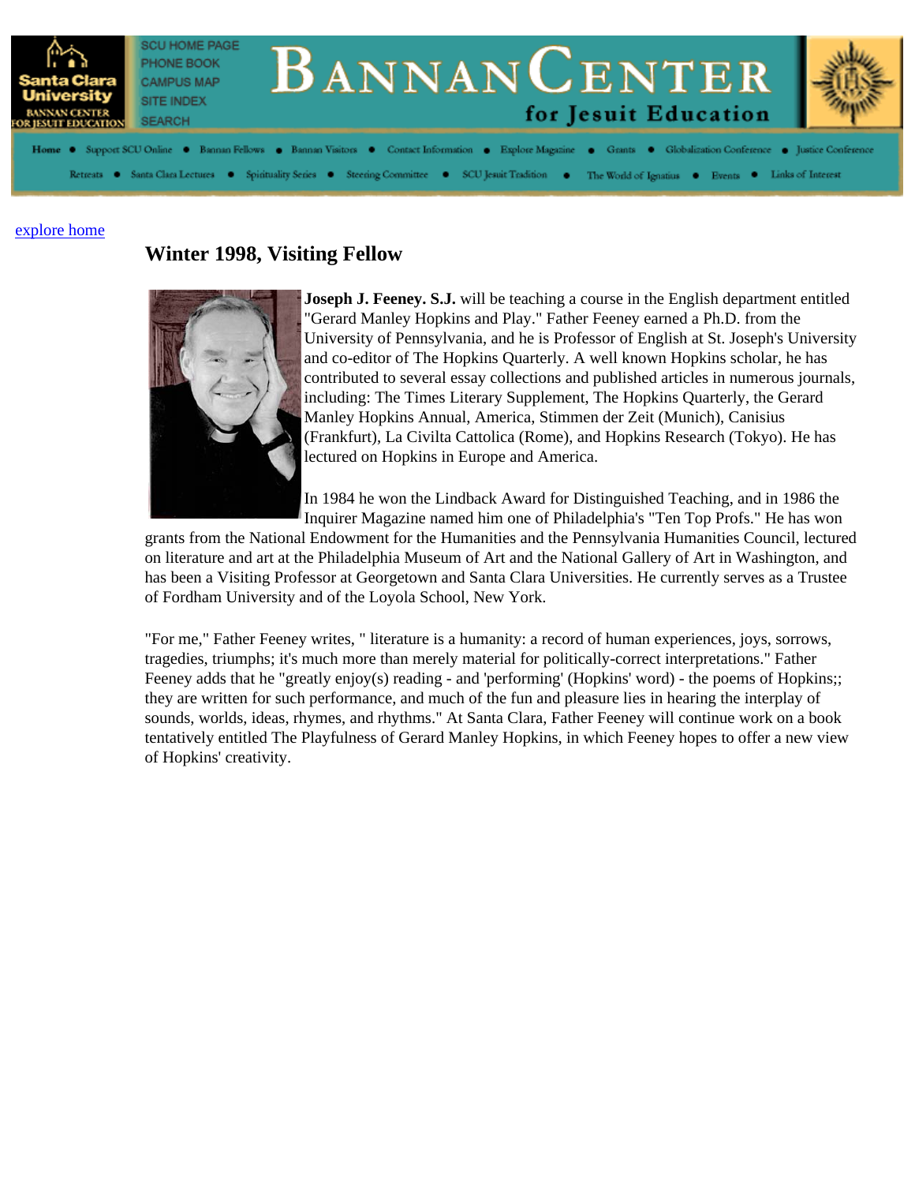explore home

## Winter 1998, Visiting Fellow

**Joseph J. Feeney. S.J.** will be teaching a course in the English department entitled "Gerard Manley Hopkins and Play." Father Feeney earned a Ph.D. from the University of Pennsylvania, and he is Professor of English at St. Joseph's University and co-editor of The Hopkins Quarterly. A well known Hopkins scholar, he has contributed to several essay collections and published articles in numerous journals, including: The Times Literary Supplement, The Hopkins Quarterly, the Gerard Manley Hopkins Annual, America, Stimmen der Zeit (Munich), Canisius (Frankfurt), La Civilta Cattolica (Rome), and Hopkins Research (Tokyo). He has lectured on Hopkins in Europe and America.

In 1984 he won the Lindback Award for Distinguished Teaching, and in 1986 the Inquirer Magazine named him one of Philadelphia's "Ten Top Profs." He has won grants from the National Endowment for the Humanities and the Pennsylvania Humanities Council, lectured on literature and art at the Philadelphia Museum of Art and the National Gallery of Art in Washington, and has been a Visiting Professor at Georgetown and Santa Clara Universities. He currently serves as a Trustee of Fordham University and of the Loyola School, New York.

"For me," Father Feeney writes, " literature is a humanity: a record of human experiences, joys, sorrows, tragedies, triumphs; it's much more than merely material for politically-correct interpretations." Father Feeney adds that he "greatly enjoy(s) reading - and 'performing' (Hopkins' word) - the poems of Hopkins;; they are written for such performance, and much of the fun and pleasure lies in hearing the interplay of sounds, worlds, ideas, rhymes, and rhythms." At Santa Clara, Father Feeney will continue work on a book tentatively entitled The Playfulness of Gerard Manley Hopkins, in which Feeney hopes to offer a new view of Hopkins' creativity.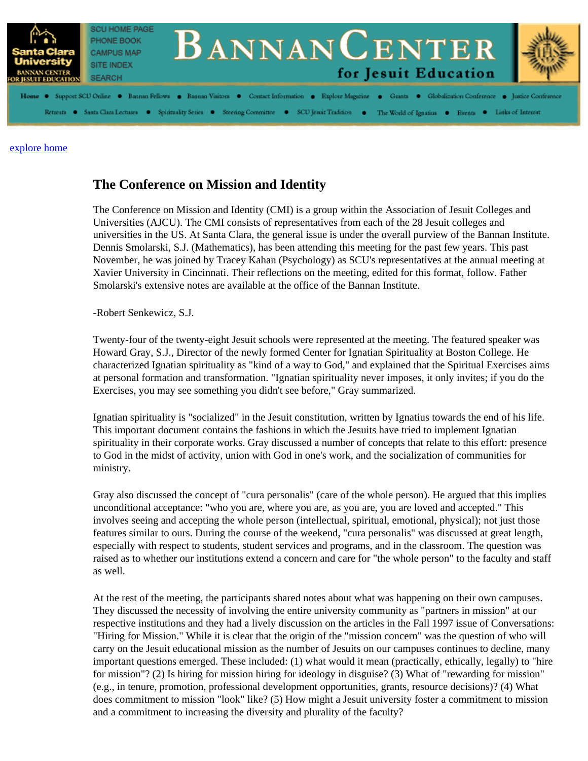SCU HOME PAGE
PHONE BOOK
CAMPUS MAP
SITE INDEX
SEARCH

# BANNAN CENTER for Jesuit Education

Home • Support SCU Online • Bannan Fellows • Bannan Visitors • Contact Information • Explore Magazine • Grants • Globalization Conference • Justice Conference
Retreats • Santa Clara Lectures • Spirituality Series • Steering Committee • SCU Jesuit Tradition • The World of Ignatius • Events • Links of Interest

explore home

## The Conference on Mission and Identity

The Conference on Mission and Identity (CMI) is a group within the Association of Jesuit Colleges and Universities (AJCU). The CMI consists of representatives from each of the 28 Jesuit colleges and universities in the US. At Santa Clara, the general issue is under the overall purview of the Bannan Institute. Dennis Smolarski, S.J. (Mathematics), has been attending this meeting for the past few years. This past November, he was joined by Tracey Kahan (Psychology) as SCU's representatives at the annual meeting at Xavier University in Cincinnati. Their reflections on the meeting, edited for this format, follow. Father Smolarski's extensive notes are available at the office of the Bannan Institute.

-Robert Senkewicz, S.J.

Twenty-four of the twenty-eight Jesuit schools were represented at the meeting. The featured speaker was Howard Gray, S.J., Director of the newly formed Center for Ignatian Spirituality at Boston College. He characterized Ignatian spirituality as "kind of a way to God," and explained that the Spiritual Exercises aims at personal formation and transformation. "Ignatian spirituality never imposes, it only invites; if you do the Exercises, you may see something you didn't see before," Gray summarized.

Ignatian spirituality is "socialized" in the Jesuit constitution, written by Ignatius towards the end of his life. This important document contains the fashions in which the Jesuits have tried to implement Ignatian spirituality in their corporate works. Gray discussed a number of concepts that relate to this effort: presence to God in the midst of activity, union with God in one's work, and the socialization of communities for ministry.

Gray also discussed the concept of "cura personalis" (care of the whole person). He argued that this implies unconditional acceptance: "who you are, where you are, as you are, you are loved and accepted." This involves seeing and accepting the whole person (intellectual, spiritual, emotional, physical); not just those features similar to ours. During the course of the weekend, "cura personalis" was discussed at great length, especially with respect to students, student services and programs, and in the classroom. The question was raised as to whether our institutions extend a concern and care for "the whole person" to the faculty and staff as well.

At the rest of the meeting, the participants shared notes about what was happening on their own campuses. They discussed the necessity of involving the entire university community as "partners in mission" at our respective institutions and they had a lively discussion on the articles in the Fall 1997 issue of Conversations: "Hiring for Mission." While it is clear that the origin of the "mission concern" was the question of who will carry on the Jesuit educational mission as the number of Jesuits on our campuses continues to decline, many important questions emerged. These included: (1) what would it mean (practically, ethically, legally) to "hire for mission"? (2) Is hiring for mission hiring for ideology in disguise? (3) What of "rewarding for mission" (e.g., in tenure, promotion, professional development opportunities, grants, resource decisions)? (4) What does commitment to mission "look" like? (5) How might a Jesuit university foster a commitment to mission and a commitment to increasing the diversity and plurality of the faculty?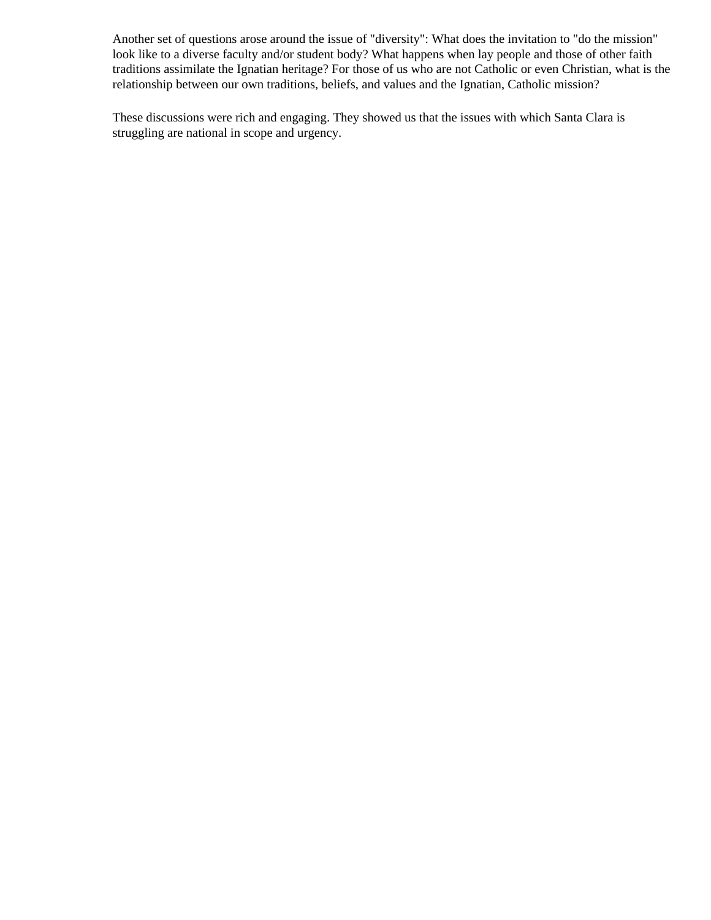Another set of questions arose around the issue of "diversity": What does the invitation to "do the mission" look like to a diverse faculty and/or student body? What happens when lay people and those of other faith traditions assimilate the Ignatian heritage? For those of us who are not Catholic or even Christian, what is the relationship between our own traditions, beliefs, and values and the Ignatian, Catholic mission?

These discussions were rich and engaging. They showed us that the issues with which Santa Clara is struggling are national in scope and urgency.